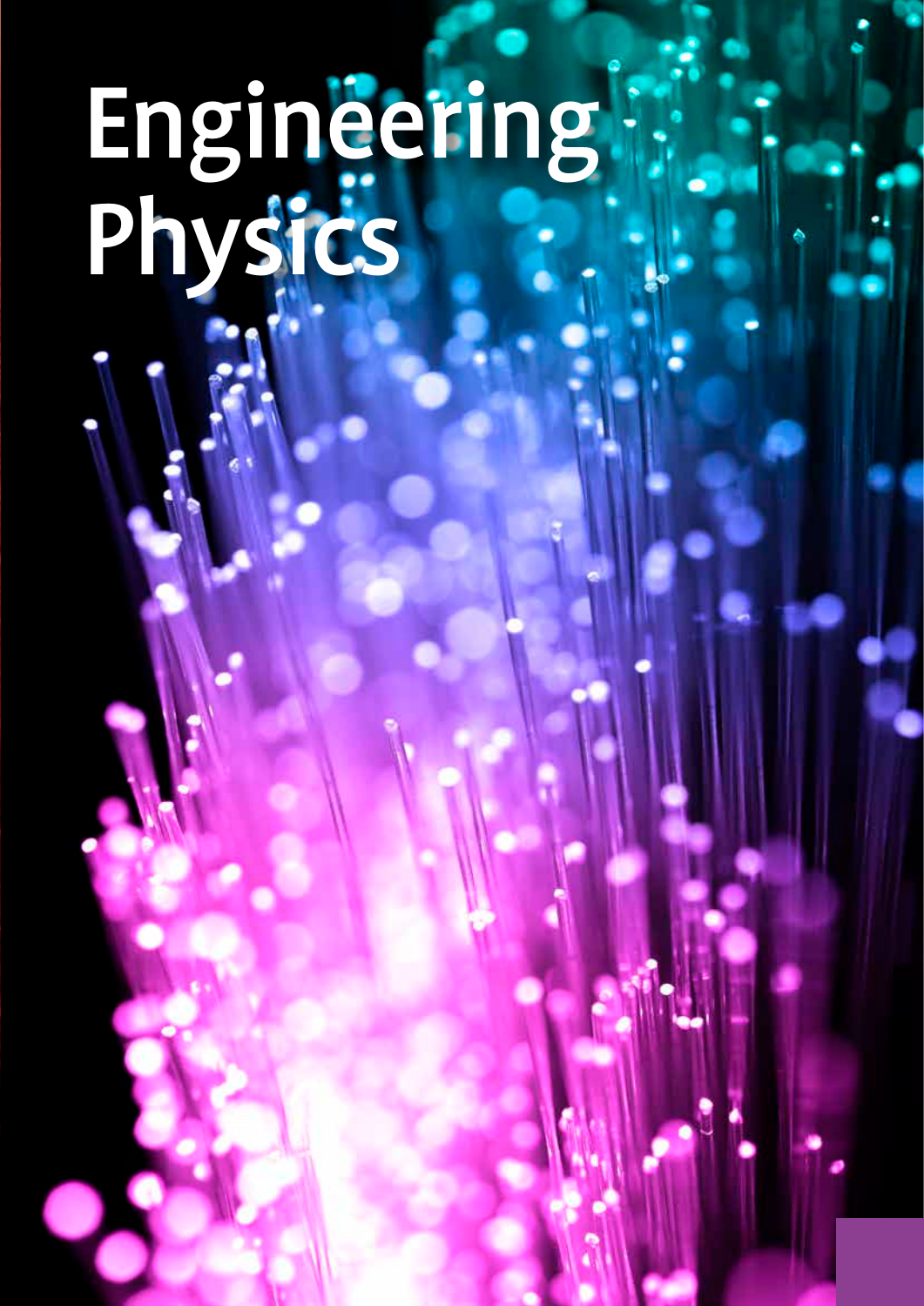# Engineering Physics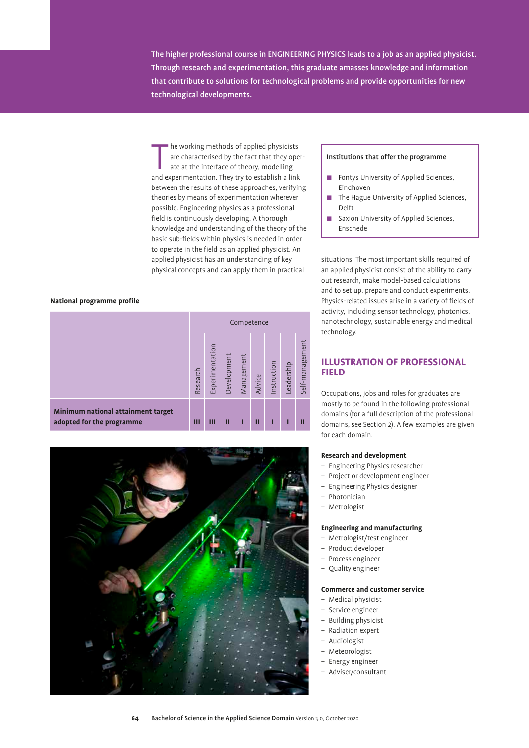The higher professional course in ENGINEERING PHYSICS leads to a job as an applied physicist. Through research and experimentation, this graduate amasses knowledge and information that contribute to solutions for technological problems and provide opportunities for new technological developments.

The working methods of applied physicists are characterised by the fact that they operate at the interface of theory, modelling and experimentation. They try to establish a link between the results of these approaches, verifying theories by means of experimentation wherever possible. Engineering physics as a professional field is continuously developing. A thorough knowledge and understanding of the theory of the basic sub-fields within physics is needed in order to operate in the field as an applied physicist. An applied physicist has an understanding of key physical concepts and can apply them in practical situations. The most important skills required of an applied physicist consist of the ability to carry out research, make model-based calculations and to set up, prepare and conduct experiments. Physics-related issues arise in a variety of fields of activity, including sensor technology, photonics, nanotechnology, sustainable energy and medical technology.

**Institutions that offer the programme**

- Fontys University of Applied Sciences, Eindhoven
- The Hague University of Applied Sciences, Delft
- Saxion University of Applied Sciences, Enschede

**National programme profile**

| | Competence | | | | | | | |
|---|---|---|---|---|---|---|---|---|
| | Research | Experimentation | Development | Management | Advice | Instruction | Leadership | Self-management |
| **Minimum national attainment target adopted for the programme** | III | III | II | I | II | I | I | II |

## ILLUSTRATION OF PROFESSIONAL FIELD

Occupations, jobs and roles for graduates are mostly to be found in the following professional domains (for a full description of the professional domains, see Section 2). A few examples are given for each domain.

**Research and development**

- Engineering Physics researcher
- Project or development engineer
- Engineering Physics designer
- Photonician
- Metrologist

**Engineering and manufacturing**

- Metrologist/test engineer
- Product developer
- Process engineer
- Quality engineer

**Commerce and customer service**

- Medical physicist
- Service engineer
- Building physicist
- Radiation expert
- Audiologist
- Meteorologist
- Energy engineer
- Adviser/consultant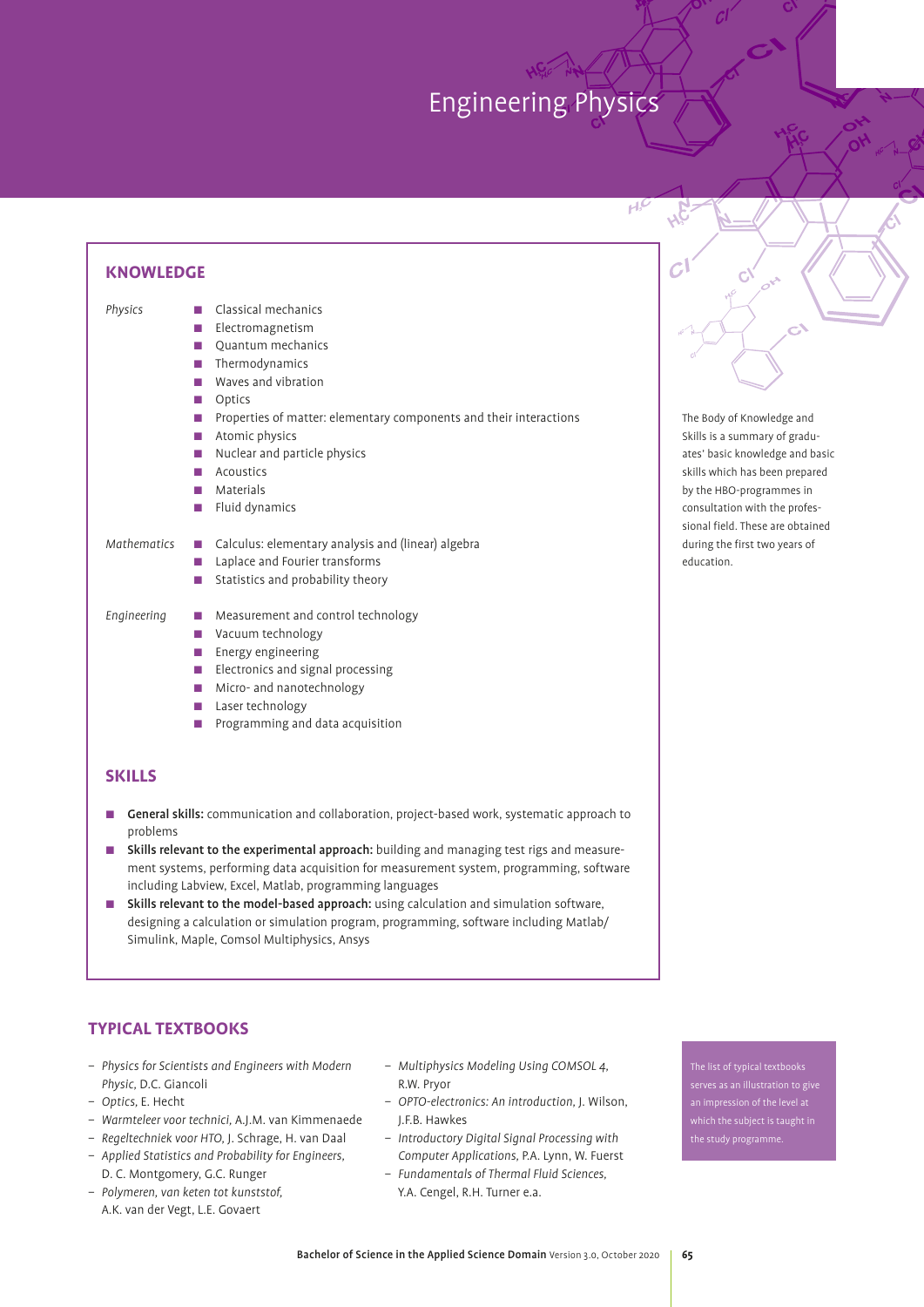# Engineering Physics

## KNOWLEDGE

*Physics*

- Classical mechanics
- Electromagnetism
- Quantum mechanics
- Thermodynamics
- Waves and vibration
- Optics
- Properties of matter: elementary components and their interactions
- Atomic physics
- Nuclear and particle physics
- Acoustics
- Materials
- Fluid dynamics

*Mathematics*

- Calculus: elementary analysis and (linear) algebra
- Laplace and Fourier transforms
- Statistics and probability theory

*Engineering*

- Measurement and control technology
- Vacuum technology
- Energy engineering
- Electronics and signal processing
- Micro- and nanotechnology
- Laser technology
- Programming and data acquisition

## SKILLS

- **General skills:** communication and collaboration, project-based work, systematic approach to problems
- **Skills relevant to the experimental approach:** building and managing test rigs and measurement systems, performing data acquisition for measurement system, programming, software including Labview, Excel, Matlab, programming languages
- **Skills relevant to the model-based approach:** using calculation and simulation software, designing a calculation or simulation program, programming, software including Matlab/Simulink, Maple, Comsol Multiphysics, Ansys

The Body of Knowledge and Skills is a summary of graduates' basic knowledge and basic skills which has been prepared by the HBO-programmes in consultation with the professional field. These are obtained during the first two years of education.

## TYPICAL TEXTBOOKS

- *Physics for Scientists and Engineers with Modern Physic,* D.C. Giancoli
- *Optics,* E. Hecht
- *Warmteleer voor technici,* A.J.M. van Kimmenaede
- *Regeltechniek voor HTO,* J. Schrage, H. van Daal
- *Applied Statistics and Probability for Engineers,* D. C. Montgomery, G.C. Runger
- *Polymeren, van keten tot kunststof,* A.K. van der Vegt, L.E. Govaert
- *Multiphysics Modeling Using COMSOL 4,* R.W. Pryor
- *OPTO-electronics: An introduction,* J. Wilson, J.F.B. Hawkes
- *Introductory Digital Signal Processing with Computer Applications,* P.A. Lynn, W. Fuerst
- *Fundamentals of Thermal Fluid Sciences,* Y.A. Cengel, R.H. Turner e.a.

The list of typical textbooks serves as an illustration to give an impression of the level at which the subject is taught in the study programme.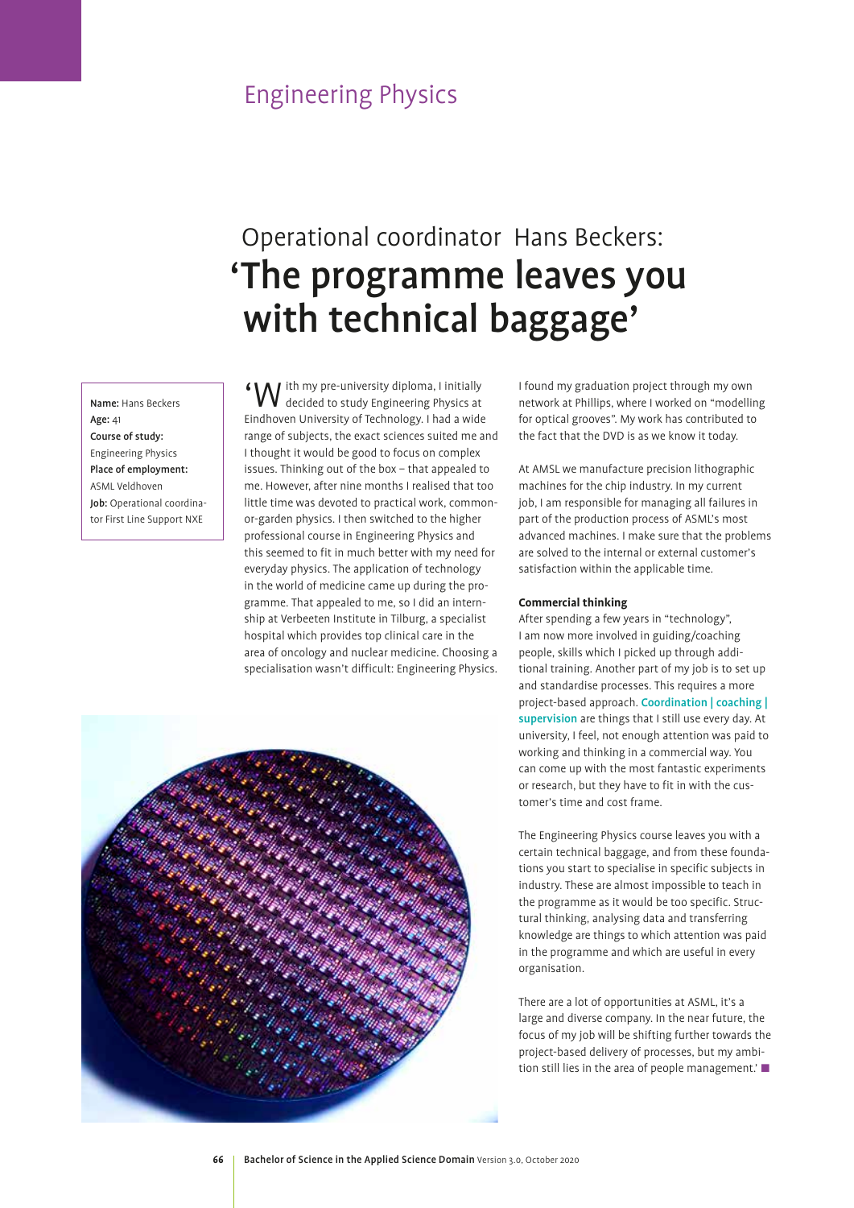## Engineering Physics

# Operational coordinator Hans Beckers: 'The programme leaves you with technical baggage'

**Name:** Hans Beckers
**Age:** 41
**Course of study:** Engineering Physics
**Place of employment:** ASML Veldhoven
**Job:** Operational coordinator First Line Support NXE

'With my pre-university diploma, I initially decided to study Engineering Physics at Eindhoven University of Technology. I had a wide range of subjects, the exact sciences suited me and I thought it would be good to focus on complex issues. Thinking out of the box – that appealed to me. However, after nine months I realised that too little time was devoted to practical work, common-or-garden physics. I then switched to the higher professional course in Engineering Physics and this seemed to fit in much better with my need for everyday physics. The application of technology in the world of medicine came up during the programme. That appealed to me, so I did an internship at Verbeeten Institute in Tilburg, a specialist hospital which provides top clinical care in the area of oncology and nuclear medicine. Choosing a specialisation wasn't difficult: Engineering Physics.

I found my graduation project through my own network at Phillips, where I worked on "modelling for optical grooves". My work has contributed to the fact that the DVD is as we know it today.

At AMSL we manufacture precision lithographic machines for the chip industry. In my current job, I am responsible for managing all failures in part of the production process of ASML's most advanced machines. I make sure that the problems are solved to the internal or external customer's satisfaction within the applicable time.

### Commercial thinking

After spending a few years in "technology", I am now more involved in guiding/coaching people, skills which I picked up through additional training. Another part of my job is to set up and standardise processes. This requires a more project-based approach. **Coordination | coaching | supervision** are things that I still use every day. At university, I feel, not enough attention was paid to working and thinking in a commercial way. You can come up with the most fantastic experiments or research, but they have to fit in with the customer's time and cost frame.

The Engineering Physics course leaves you with a certain technical baggage, and from these foundations you start to specialise in specific subjects in industry. These are almost impossible to teach in the programme as it would be too specific. Structural thinking, analysing data and transferring knowledge are things to which attention was paid in the programme and which are useful in every organisation.

There are a lot of opportunities at ASML, it's a large and diverse company. In the near future, the focus of my job will be shifting further towards the project-based delivery of processes, but my ambition still lies in the area of people management.' ■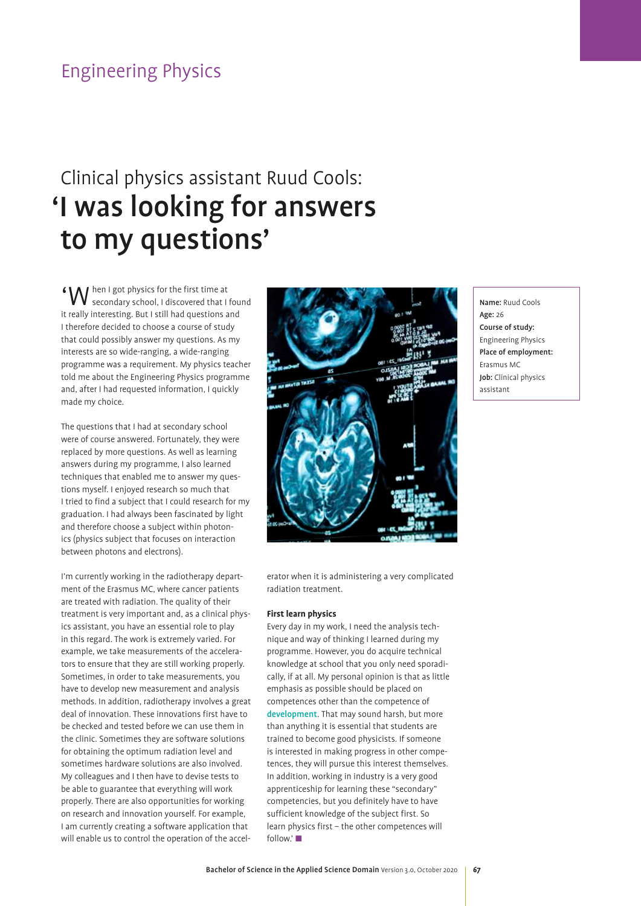## Engineering Physics

# Clinical physics assistant Ruud Cools: 'I was looking for answers to my questions'

**Name:** Ruud Cools
**Age:** 26
**Course of study:** Engineering Physics
**Place of employment:** Erasmus MC
**Job:** Clinical physics assistant

'When I got physics for the first time at secondary school, I discovered that I found it really interesting. But I still had questions and I therefore decided to choose a course of study that could possibly answer my questions. As my interests are so wide-ranging, a wide-ranging programme was a requirement. My physics teacher told me about the Engineering Physics programme and, after I had requested information, I quickly made my choice.

The questions that I had at secondary school were of course answered. Fortunately, they were replaced by more questions. As well as learning answers during my programme, I also learned techniques that enabled me to answer my questions myself. I enjoyed research so much that I tried to find a subject that I could research for my graduation. I had always been fascinated by light and therefore choose a subject within photonics (physics subject that focuses on interaction between photons and electrons).

I'm currently working in the radiotherapy department of the Erasmus MC, where cancer patients are treated with radiation. The quality of their treatment is very important and, as a clinical physics assistant, you have an essential role to play in this regard. The work is extremely varied. For example, we take measurements of the accelerators to ensure that they are still working properly. Sometimes, in order to take measurements, you have to develop new measurement and analysis methods. In addition, radiotherapy involves a great deal of innovation. These innovations first have to be checked and tested before we can use them in the clinic. Sometimes they are software solutions for obtaining the optimum radiation level and sometimes hardware solutions are also involved. My colleagues and I then have to devise tests to be able to guarantee that everything will work properly. There are also opportunities for working on research and innovation yourself. For example, I am currently creating a software application that will enable us to control the operation of the accelerator when it is administering a very complicated radiation treatment.

**First learn physics**

Every day in my work, I need the analysis technique and way of thinking I learned during my programme. However, you do acquire technical knowledge at school that you only need sporadically, if at all. My personal opinion is that as little emphasis as possible should be placed on competences other than the competence of development. That may sound harsh, but more than anything it is essential that students are trained to become good physicists. If someone is interested in making progress in other competences, they will pursue this interest themselves. In addition, working in industry is a very good apprenticeship for learning these "secondary" competencies, but you definitely have to have sufficient knowledge of the subject first. So learn physics first – the other competences will follow.' ■